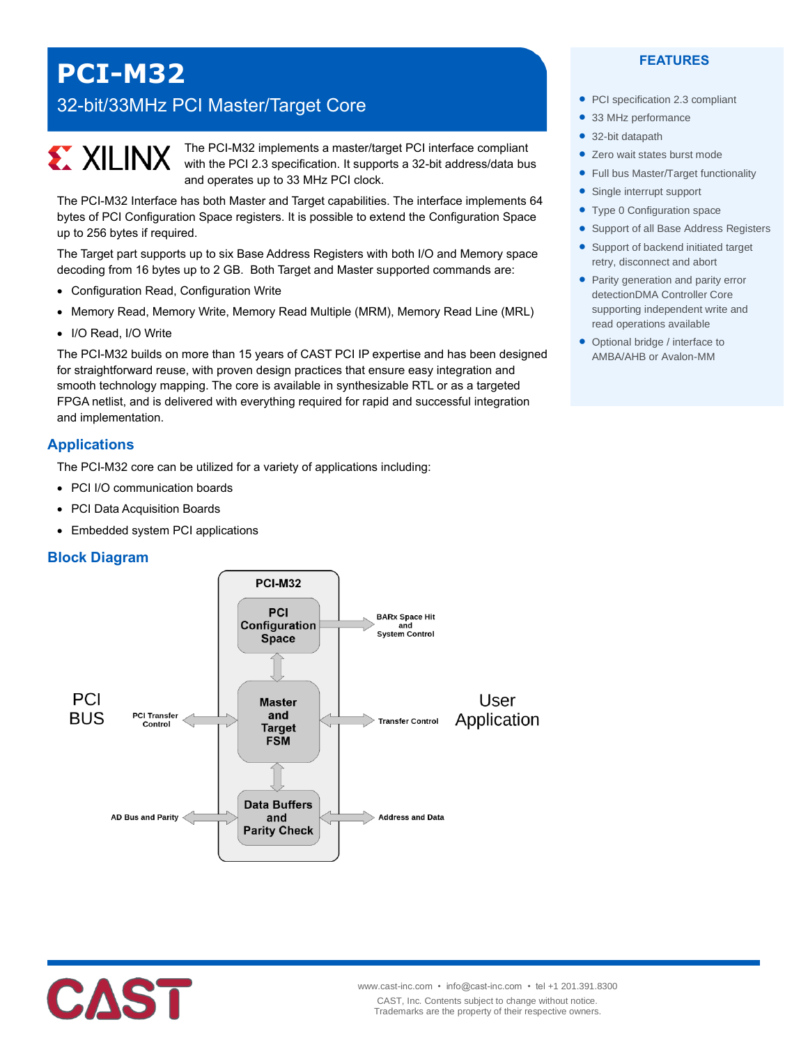# PCI-M32

## 32-bit/33MHz PCI Master/Target Core

XILINX

The PCI-M32 implements a master/target PCI interface compliant with the PCI 2.3 specification. It supports a 32-bit address/data bus and operates up to 33 MHz PCI clock.

The PCI-M32 Interface has both Master and Target capabilities. The interface implements 64 bytes of PCI Configuration Space registers. It is possible to extend the Configuration Space up to 256 bytes if required.

The Target part supports up to six Base Address Registers with both I/O and Memory space decoding from 16 bytes up to 2 GB. Both Target and Master supported commands are:

- Configuration Read, Configuration Write
- Memory Read, Memory Write, Memory Read Multiple (MRM), Memory Read Line (MRL)
- I/O Read, I/O Write

The PCI-M32 builds on more than 15 years of CAST PCI IP expertise and has been designed for straightforward reuse, with proven design practices that ensure easy integration and smooth technology mapping. The core is available in synthesizable RTL or as a targeted FPGA netlist, and is delivered with everything required for rapid and successful integration and implementation.

## FEATURES

- PCI specification 2.3 compliant
- 33 MHz performance
- 32-bit datapath
- Zero wait states burst mode
- Full bus Master/Target functionality
- Single interrupt support
- Type 0 Configuration space
- Support of all Base Address Registers
- Support of backend initiated target retry, disconnect and abort
- Parity generation and parity error detectionDMA Controller Core supporting independent write and read operations available
- Optional bridge / interface to AMBA/AHB or Avalon-MM

## Applications

The PCI-M32 core can be utilized for a variety of applications including:

- PCI I/O communication boards
- PCI Data Acquisition Boards
- Embedded system PCI applications

## Block Diagram

PCI-M32: PCI Configuration Space (BARx Space Hit and System Control); Master and Target FSM (PCI BUS – PCI Transfer Control; Transfer Control – User Application); Data Buffers and Parity Check (AD Bus and Parity; Address and Data)

www.cast-inc.com • info@cast-inc.com • tel +1 201.391.8300

CAST, Inc. Contents subject to change without notice.
Trademarks are the property of their respective owners.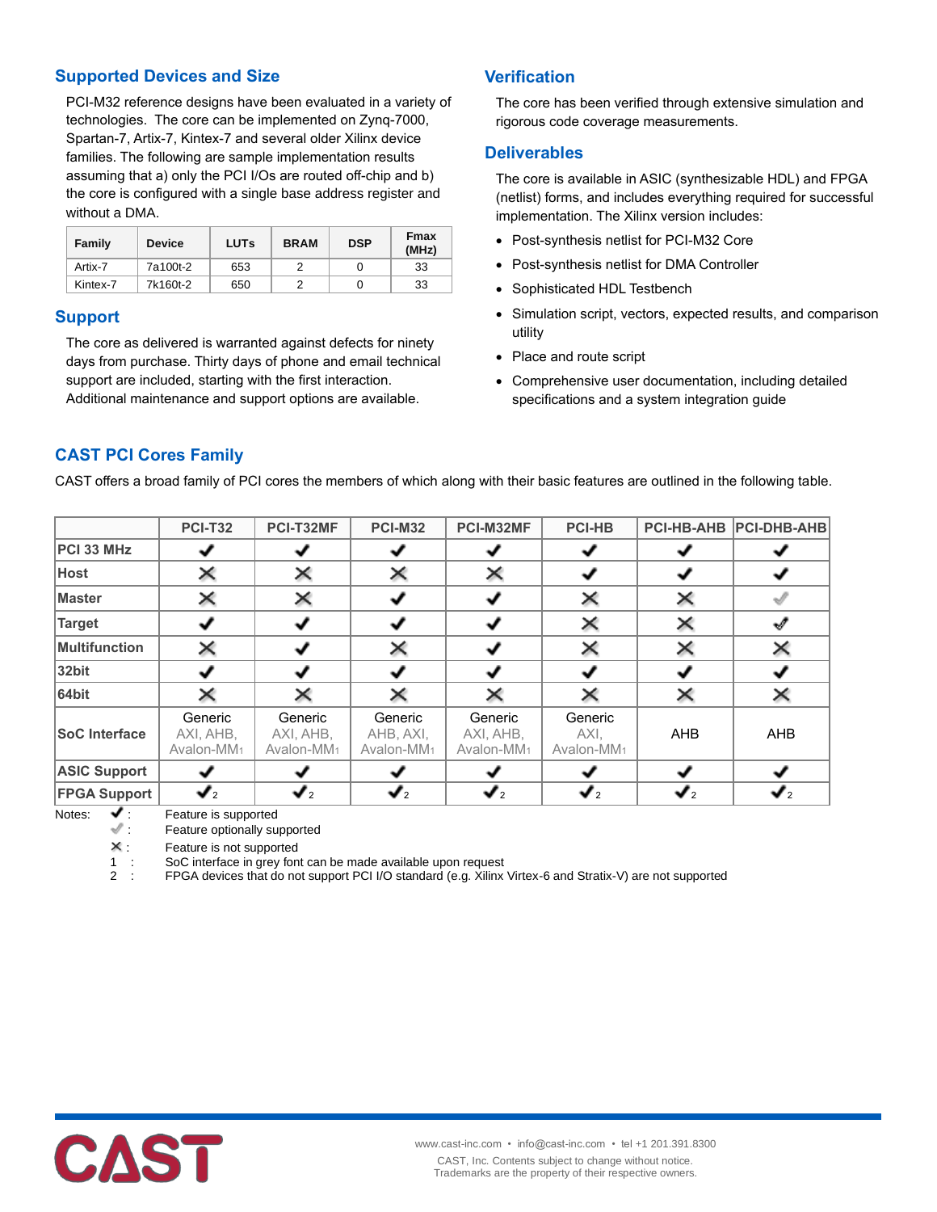## Supported Devices and Size

PCI-M32 reference designs have been evaluated in a variety of technologies. The core can be implemented on Zynq-7000, Spartan-7, Artix-7, Kintex-7 and several older Xilinx device families. The following are sample implementation results assuming that a) only the PCI I/Os are routed off-chip and b) the core is configured with a single base address register and without a DMA.

| Family | Device | LUTs | BRAM | DSP | Fmax (MHz) |
|---|---|---|---|---|---|
| Artix-7 | 7a100t-2 | 653 | 2 | 0 | 33 |
| Kintex-7 | 7k160t-2 | 650 | 2 | 0 | 33 |

## Support

The core as delivered is warranted against defects for ninety days from purchase. Thirty days of phone and email technical support are included, starting with the first interaction. Additional maintenance and support options are available.

## Verification

The core has been verified through extensive simulation and rigorous code coverage measurements.

## Deliverables

The core is available in ASIC (synthesizable HDL) and FPGA (netlist) forms, and includes everything required for successful implementation. The Xilinx version includes:

- Post-synthesis netlist for PCI-M32 Core
- Post-synthesis netlist for DMA Controller
- Sophisticated HDL Testbench
- Simulation script, vectors, expected results, and comparison utility
- Place and route script
- Comprehensive user documentation, including detailed specifications and a system integration guide

## CAST PCI Cores Family

CAST offers a broad family of PCI cores the members of which along with their basic features are outlined in the following table.

| | PCI-T32 | PCI-T32MF | PCI-M32 | PCI-M32MF | PCI-HB | PCI-HB-AHB | PCI-DHB-AHB |
|---|---|---|---|---|---|---|---|
| PCI 33 MHz | ✔ | ✔ | ✔ | ✔ | ✔ | ✔ | ✔ |
| Host | ✕ | ✕ | ✕ | ✕ | ✔ | ✔ | ✔ |
| Master | ✕ | ✕ | ✔ | ✔ | ✕ | ✕ | ✔ (optional) |
| Target | ✔ | ✔ | ✔ | ✔ | ✕ | ✕ | ✔ |
| Multifunction | ✕ | ✔ | ✕ | ✔ | ✕ | ✕ | ✕ |
| 32bit | ✔ | ✔ | ✔ | ✔ | ✔ | ✔ | ✔ |
| 64bit | ✕ | ✕ | ✕ | ✕ | ✕ | ✕ | ✕ |
| SoC Interface | Generic AXI, AHB, Avalon-MM[1] | Generic AXI, AHB, Avalon-MM[1] | Generic AHB, AXI, Avalon-MM[1] | Generic AXI, AHB, Avalon-MM[1] | Generic AXI, Avalon-MM[1] | AHB | AHB |
| ASIC Support | ✔ | ✔ | ✔ | ✔ | ✔ | ✔ | ✔ |
| FPGA Support | ✔[2] | ✔[2] | ✔[2] | ✔[2] | ✔[2] | ✔[2] | ✔[2] |

Notes:
- ✔ : Feature is supported
- ✔ (grey) : Feature optionally supported
- ✕ : Feature is not supported
- 1 : SoC interface in grey font can be made available upon request
- 2 : FPGA devices that do not support PCI I/O standard (e.g. Xilinx Virtex-6 and Stratix-V) are not supported

CAST

www.cast-inc.com • info@cast-inc.com • tel +1 201.391.8300

CAST, Inc. Contents subject to change without notice.
Trademarks are the property of their respective owners.